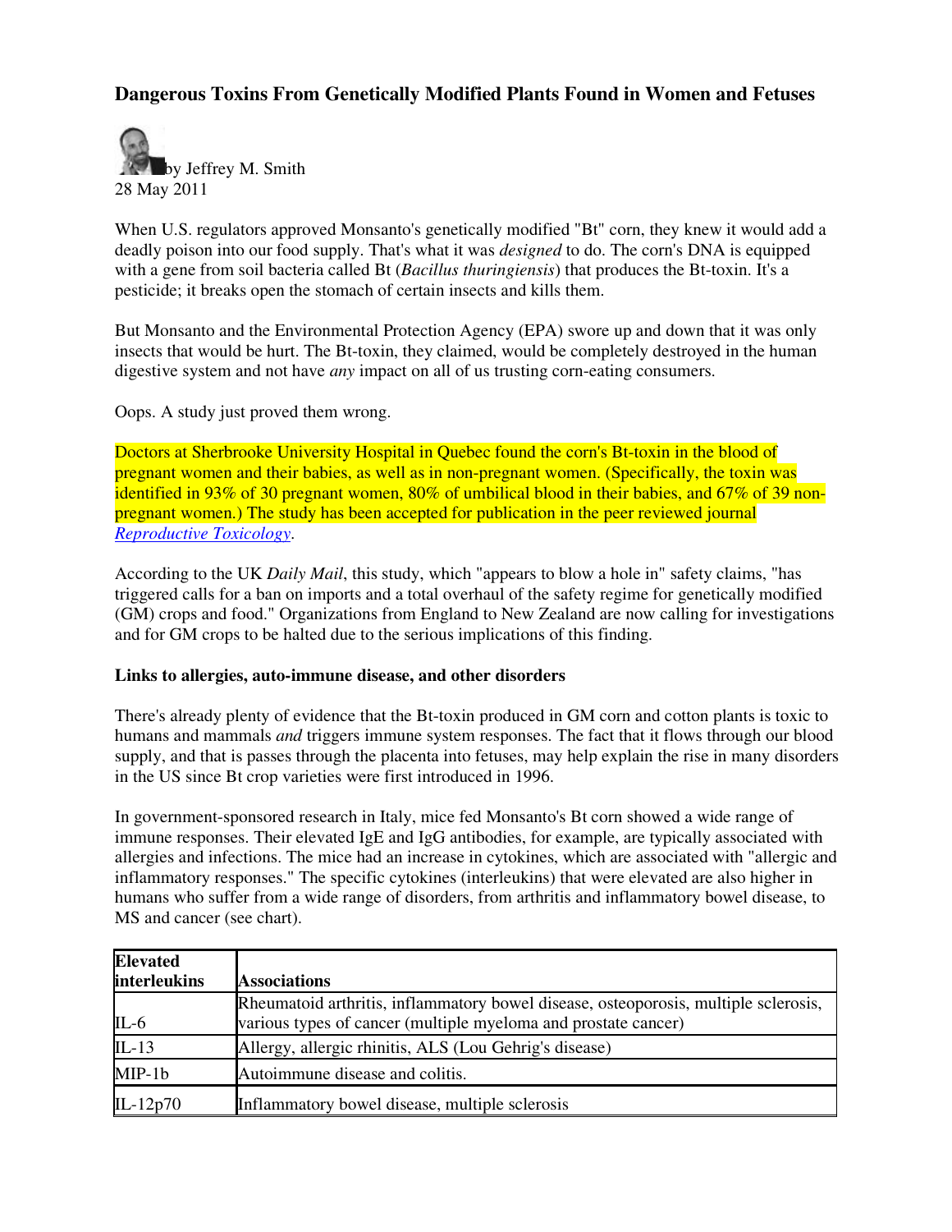# Dangerous Toxins From Genetically Modified Plants Found in Women and Fetuses

by Jeffrey M. Smith
28 May 2011

When U.S. regulators approved Monsanto's genetically modified "Bt" corn, they knew it would add a deadly poison into our food supply. That's what it was *designed* to do. The corn's DNA is equipped with a gene from soil bacteria called Bt (*Bacillus thuringiensis*) that produces the Bt-toxin. It's a pesticide; it breaks open the stomach of certain insects and kills them.

But Monsanto and the Environmental Protection Agency (EPA) swore up and down that it was only insects that would be hurt. The Bt-toxin, they claimed, would be completely destroyed in the human digestive system and not have *any* impact on all of us trusting corn-eating consumers.

Oops. A study just proved them wrong.

Doctors at Sherbrooke University Hospital in Quebec found the corn's Bt-toxin in the blood of pregnant women and their babies, as well as in non-pregnant women. (Specifically, the toxin was identified in 93% of 30 pregnant women, 80% of umbilical blood in their babies, and 67% of 39 non-pregnant women.) The study has been accepted for publication in the peer reviewed journal *Reproductive Toxicology*.

According to the UK *Daily Mail*, this study, which "appears to blow a hole in" safety claims, "has triggered calls for a ban on imports and a total overhaul of the safety regime for genetically modified (GM) crops and food." Organizations from England to New Zealand are now calling for investigations and for GM crops to be halted due to the serious implications of this finding.

**Links to allergies, auto-immune disease, and other disorders**

There's already plenty of evidence that the Bt-toxin produced in GM corn and cotton plants is toxic to humans and mammals *and* triggers immune system responses. The fact that it flows through our blood supply, and that is passes through the placenta into fetuses, may help explain the rise in many disorders in the US since Bt crop varieties were first introduced in 1996.

In government-sponsored research in Italy, mice fed Monsanto's Bt corn showed a wide range of immune responses. Their elevated IgE and IgG antibodies, for example, are typically associated with allergies and infections. The mice had an increase in cytokines, which are associated with "allergic and inflammatory responses." The specific cytokines (interleukins) that were elevated are also higher in humans who suffer from a wide range of disorders, from arthritis and inflammatory bowel disease, to MS and cancer (see chart).

| Elevated interleukins | Associations |
|---|---|
| IL-6 | Rheumatoid arthritis, inflammatory bowel disease, osteoporosis, multiple sclerosis, various types of cancer (multiple myeloma and prostate cancer) |
| IL-13 | Allergy, allergic rhinitis, ALS (Lou Gehrig's disease) |
| MIP-1b | Autoimmune disease and colitis. |
| IL-12p70 | Inflammatory bowel disease, multiple sclerosis |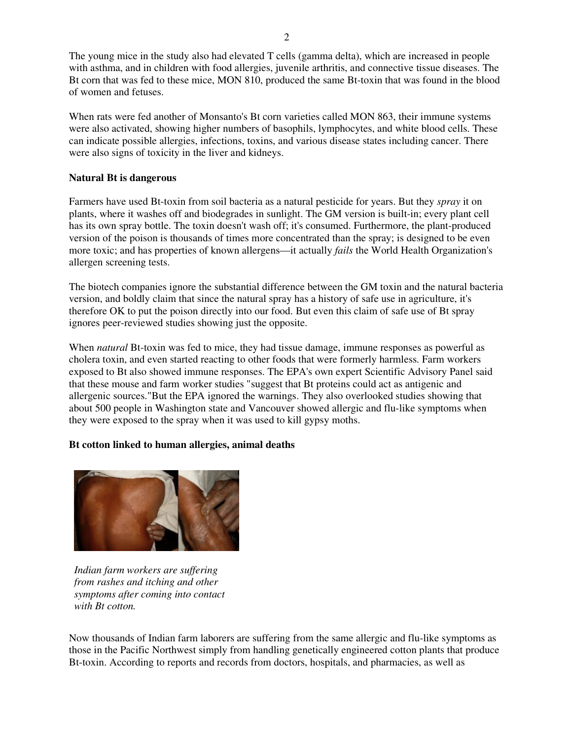The young mice in the study also had elevated T cells (gamma delta), which are increased in people with asthma, and in children with food allergies, juvenile arthritis, and connective tissue diseases. The Bt corn that was fed to these mice, MON 810, produced the same Bt-toxin that was found in the blood of women and fetuses.

When rats were fed another of Monsanto's Bt corn varieties called MON 863, their immune systems were also activated, showing higher numbers of basophils, lymphocytes, and white blood cells. These can indicate possible allergies, infections, toxins, and various disease states including cancer. There were also signs of toxicity in the liver and kidneys.

**Natural Bt is dangerous**

Farmers have used Bt-toxin from soil bacteria as a natural pesticide for years. But they *spray* it on plants, where it washes off and biodegrades in sunlight. The GM version is built-in; every plant cell has its own spray bottle. The toxin doesn't wash off; it's consumed. Furthermore, the plant-produced version of the poison is thousands of times more concentrated than the spray; is designed to be even more toxic; and has properties of known allergens—it actually *fails* the World Health Organization's allergen screening tests.

The biotech companies ignore the substantial difference between the GM toxin and the natural bacteria version, and boldly claim that since the natural spray has a history of safe use in agriculture, it's therefore OK to put the poison directly into our food. But even this claim of safe use of Bt spray ignores peer-reviewed studies showing just the opposite.

When *natural* Bt-toxin was fed to mice, they had tissue damage, immune responses as powerful as cholera toxin, and even started reacting to other foods that were formerly harmless. Farm workers exposed to Bt also showed immune responses. The EPA's own expert Scientific Advisory Panel said that these mouse and farm worker studies "suggest that Bt proteins could act as antigenic and allergenic sources."But the EPA ignored the warnings. They also overlooked studies showing that about 500 people in Washington state and Vancouver showed allergic and flu-like symptoms when they were exposed to the spray when it was used to kill gypsy moths.

**Bt cotton linked to human allergies, animal deaths**

*Indian farm workers are suffering from rashes and itching and other symptoms after coming into contact with Bt cotton.*

Now thousands of Indian farm laborers are suffering from the same allergic and flu-like symptoms as those in the Pacific Northwest simply from handling genetically engineered cotton plants that produce Bt-toxin. According to reports and records from doctors, hospitals, and pharmacies, as well as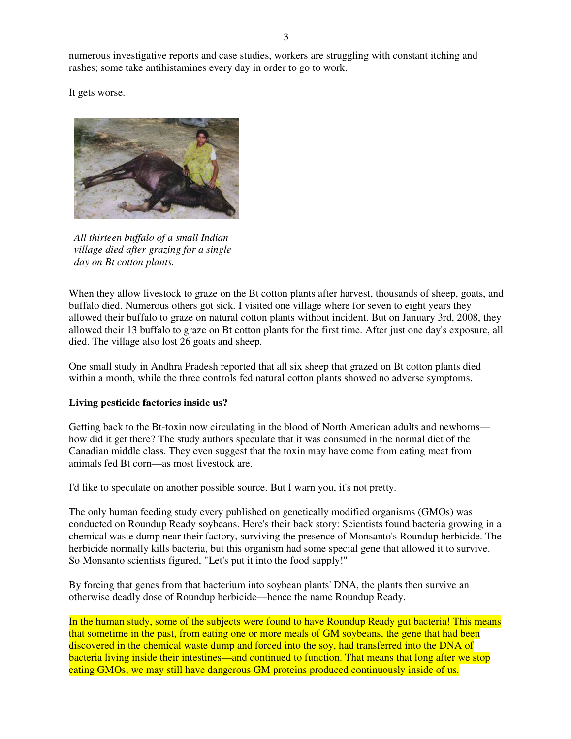numerous investigative reports and case studies, workers are struggling with constant itching and rashes; some take antihistamines every day in order to go to work.

It gets worse.

*All thirteen buffalo of a small Indian village died after grazing for a single day on Bt cotton plants.*

When they allow livestock to graze on the Bt cotton plants after harvest, thousands of sheep, goats, and buffalo died. Numerous others got sick. I visited one village where for seven to eight years they allowed their buffalo to graze on natural cotton plants without incident. But on January 3rd, 2008, they allowed their 13 buffalo to graze on Bt cotton plants for the first time. After just one day's exposure, all died. The village also lost 26 goats and sheep.

One small study in Andhra Pradesh reported that all six sheep that grazed on Bt cotton plants died within a month, while the three controls fed natural cotton plants showed no adverse symptoms.

**Living pesticide factories inside us?**

Getting back to the Bt-toxin now circulating in the blood of North American adults and newborns—how did it get there? The study authors speculate that it was consumed in the normal diet of the Canadian middle class. They even suggest that the toxin may have come from eating meat from animals fed Bt corn—as most livestock are.

I'd like to speculate on another possible source. But I warn you, it's not pretty.

The only human feeding study every published on genetically modified organisms (GMOs) was conducted on Roundup Ready soybeans. Here's their back story: Scientists found bacteria growing in a chemical waste dump near their factory, surviving the presence of Monsanto's Roundup herbicide. The herbicide normally kills bacteria, but this organism had some special gene that allowed it to survive. So Monsanto scientists figured, "Let's put it into the food supply!"

By forcing that genes from that bacterium into soybean plants' DNA, the plants then survive an otherwise deadly dose of Roundup herbicide—hence the name Roundup Ready.

In the human study, some of the subjects were found to have Roundup Ready gut bacteria! This means that sometime in the past, from eating one or more meals of GM soybeans, the gene that had been discovered in the chemical waste dump and forced into the soy, had transferred into the DNA of bacteria living inside their intestines—and continued to function. That means that long after we stop eating GMOs, we may still have dangerous GM proteins produced continuously inside of us.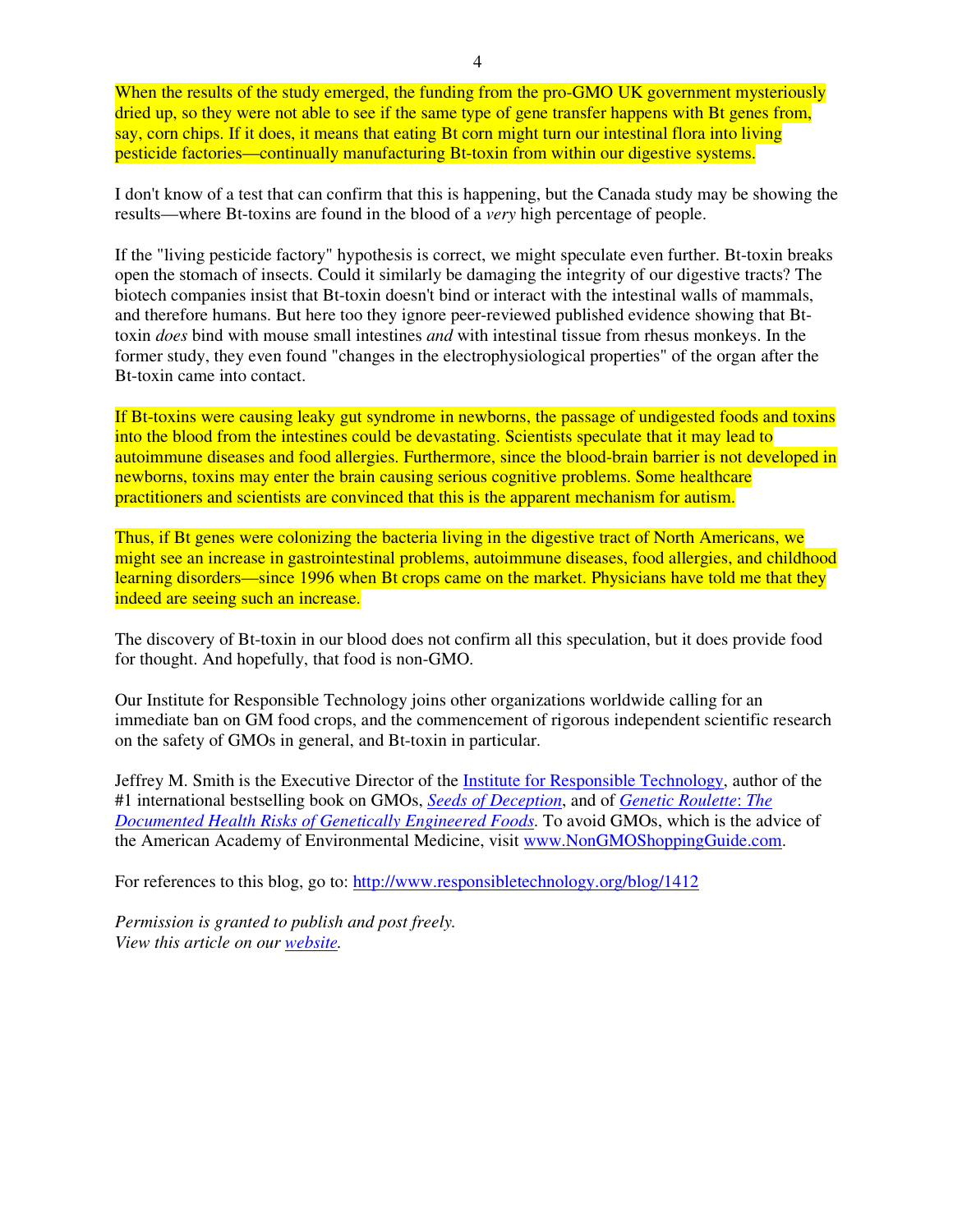When the results of the study emerged, the funding from the pro-GMO UK government mysteriously dried up, so they were not able to see if the same type of gene transfer happens with Bt genes from, say, corn chips. If it does, it means that eating Bt corn might turn our intestinal flora into living pesticide factories—continually manufacturing Bt-toxin from within our digestive systems.

I don't know of a test that can confirm that this is happening, but the Canada study may be showing the results—where Bt-toxins are found in the blood of a *very* high percentage of people.

If the "living pesticide factory" hypothesis is correct, we might speculate even further. Bt-toxin breaks open the stomach of insects. Could it similarly be damaging the integrity of our digestive tracts? The biotech companies insist that Bt-toxin doesn't bind or interact with the intestinal walls of mammals, and therefore humans. But here too they ignore peer-reviewed published evidence showing that Bt-toxin *does* bind with mouse small intestines *and* with intestinal tissue from rhesus monkeys. In the former study, they even found "changes in the electrophysiological properties" of the organ after the Bt-toxin came into contact.

If Bt-toxins were causing leaky gut syndrome in newborns, the passage of undigested foods and toxins into the blood from the intestines could be devastating. Scientists speculate that it may lead to autoimmune diseases and food allergies. Furthermore, since the blood-brain barrier is not developed in newborns, toxins may enter the brain causing serious cognitive problems. Some healthcare practitioners and scientists are convinced that this is the apparent mechanism for autism.

Thus, if Bt genes were colonizing the bacteria living in the digestive tract of North Americans, we might see an increase in gastrointestinal problems, autoimmune diseases, food allergies, and childhood learning disorders—since 1996 when Bt crops came on the market. Physicians have told me that they indeed are seeing such an increase.

The discovery of Bt-toxin in our blood does not confirm all this speculation, but it does provide food for thought. And hopefully, that food is non-GMO.

Our Institute for Responsible Technology joins other organizations worldwide calling for an immediate ban on GM food crops, and the commencement of rigorous independent scientific research on the safety of GMOs in general, and Bt-toxin in particular.

Jeffrey M. Smith is the Executive Director of the [Institute for Responsible Technology](), author of the #1 international bestselling book on GMOs, *[Seeds of Deception]()*, and of *[Genetic Roulette: The Documented Health Risks of Genetically Engineered Foods]()*. To avoid GMOs, which is the advice of the American Academy of Environmental Medicine, visit [www.NonGMOShoppingGuide.com]().

For references to this blog, go to: [http://www.responsibletechnology.org/blog/1412]()

*Permission is granted to publish and post freely.*
*View this article on our [website]().*